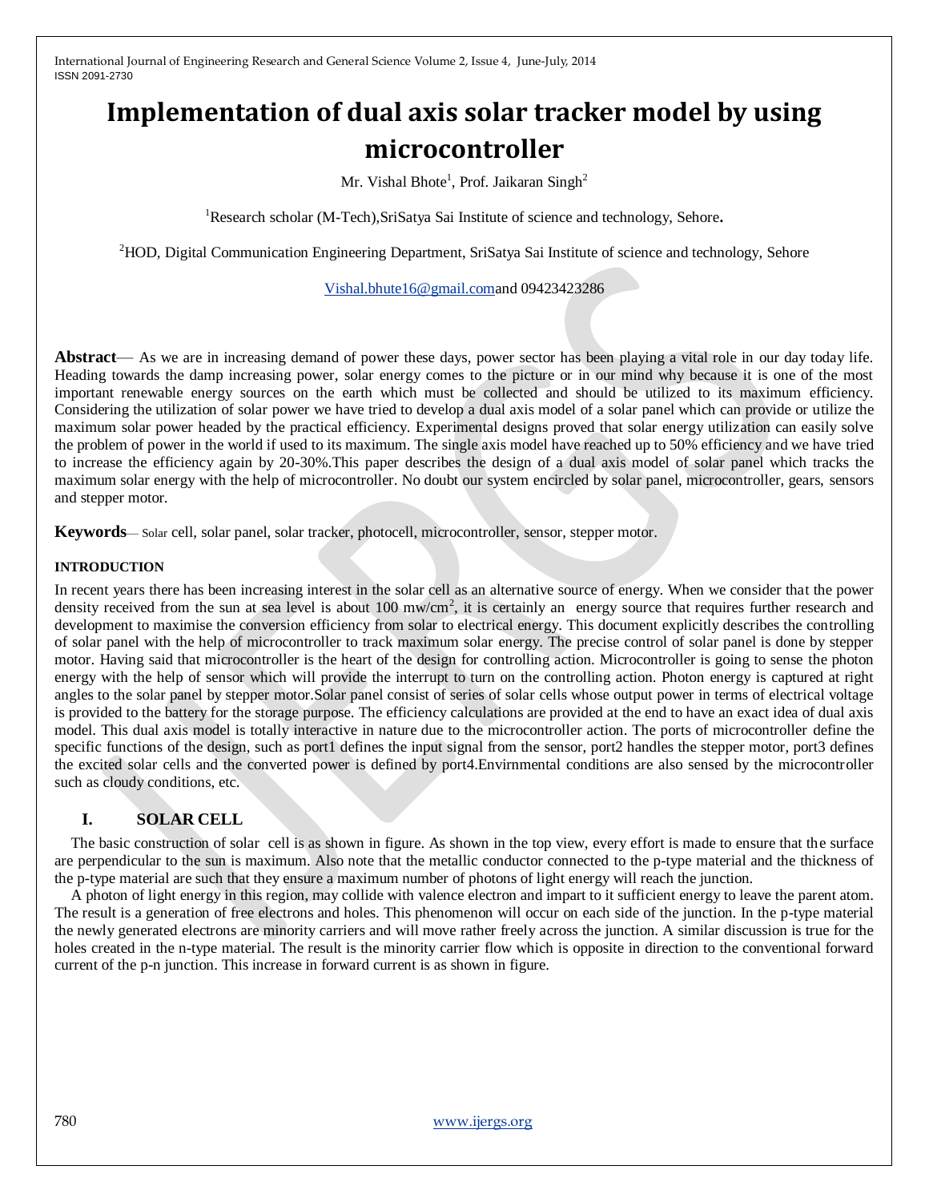# Implementation of dual axis solar tracker model by using microcontroller

Mr. Vishal Bhote[1], Prof. Jaikaran Singh[2]

[1]Research scholar (M-Tech),SriSatya Sai Institute of science and technology, Sehore**.**

[2]HOD, Digital Communication Engineering Department, SriSatya Sai Institute of science and technology, Sehore

Vishal.bhute16@gmail.comand 09423423286

**Abstract**— As we are in increasing demand of power these days, power sector has been playing a vital role in our day today life. Heading towards the damp increasing power, solar energy comes to the picture or in our mind why because it is one of the most important renewable energy sources on the earth which must be collected and should be utilized to its maximum efficiency. Considering the utilization of solar power we have tried to develop a dual axis model of a solar panel which can provide or utilize the maximum solar power headed by the practical efficiency. Experimental designs proved that solar energy utilization can easily solve the problem of power in the world if used to its maximum. The single axis model have reached up to 50% efficiency and we have tried to increase the efficiency again by 20-30%.This paper describes the design of a dual axis model of solar panel which tracks the maximum solar energy with the help of microcontroller. No doubt our system encircled by solar panel, microcontroller, gears, sensors and stepper motor.

**Keywords**— Solar cell, solar panel, solar tracker, photocell, microcontroller, sensor, stepper motor.

#### INTRODUCTION

In recent years there has been increasing interest in the solar cell as an alternative source of energy. When we consider that the power density received from the sun at sea level is about 100 $mw/cm^2$, it is certainly an energy source that requires further research and development to maximise the conversion efficiency from solar to electrical energy. This document explicitly describes the controlling of solar panel with the help of microcontroller to track maximum solar energy. The precise control of solar panel is done by stepper motor. Having said that microcontroller is the heart of the design for controlling action. Microcontroller is going to sense the photon energy with the help of sensor which will provide the interrupt to turn on the controlling action. Photon energy is captured at right angles to the solar panel by stepper motor.Solar panel consist of series of solar cells whose output power in terms of electrical voltage is provided to the battery for the storage purpose. The efficiency calculations are provided at the end to have an exact idea of dual axis model. This dual axis model is totally interactive in nature due to the microcontroller action. The ports of microcontroller define the specific functions of the design, such as port1 defines the input signal from the sensor, port2 handles the stepper motor, port3 defines the excited solar cells and the converted power is defined by port4.Envirnmental conditions are also sensed by the microcontroller such as cloudy conditions, etc.

## I. SOLAR CELL

The basic construction of solar cell is as shown in figure. As shown in the top view, every effort is made to ensure that the surface are perpendicular to the sun is maximum. Also note that the metallic conductor connected to the p-type material and the thickness of the p-type material are such that they ensure a maximum number of photons of light energy will reach the junction.

A photon of light energy in this region, may collide with valence electron and impart to it sufficient energy to leave the parent atom. The result is a generation of free electrons and holes. This phenomenon will occur on each side of the junction. In the p-type material the newly generated electrons are minority carriers and will move rather freely across the junction. A similar discussion is true for the holes created in the n-type material. The result is the minority carrier flow which is opposite in direction to the conventional forward current of the p-n junction. This increase in forward current is as shown in figure.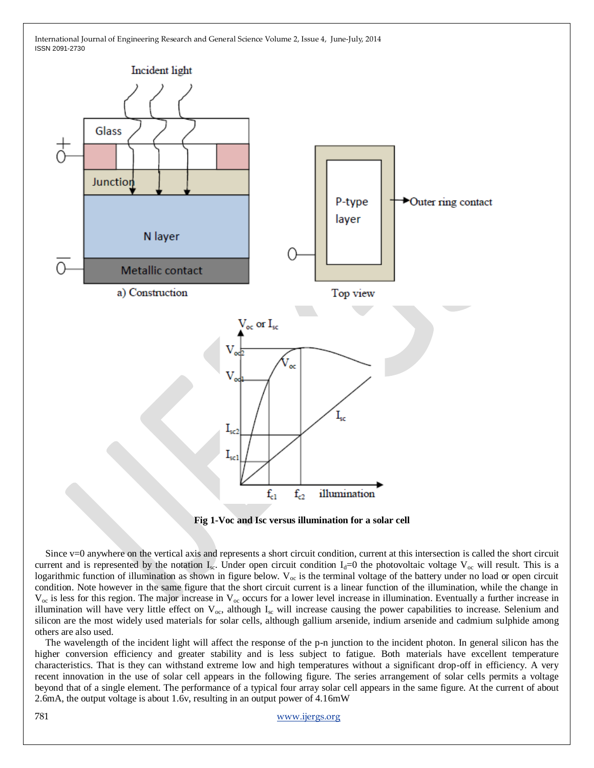Fig 1-Voc and Isc versus illumination for a solar cell

Since v=0 anywhere on the vertical axis and represents a short circuit condition, current at this intersection is called the short circuit current and is represented by the notation $I_{sc}$. Under open circuit condition $I_d$=0 the photovoltaic voltage $V_{oc}$ will result. This is a logarithmic function of illumination as shown in figure below. $V_{oc}$ is the terminal voltage of the battery under no load or open circuit condition. Note however in the same figure that the short circuit current is a linear function of the illumination, while the change in $V_{oc}$ is less for this region. The major increase in $V_{oc}$ occurs for a lower level increase in illumination. Eventually a further increase in illumination will have very little effect on $V_{oc}$, although $I_{sc}$ will increase causing the power capabilities to increase. Selenium and silicon are the most widely used materials for solar cells, although gallium arsenide, indium arsenide and cadmium sulphide among others are also used.

The wavelength of the incident light will affect the response of the p-n junction to the incident photon. In general silicon has the higher conversion efficiency and greater stability and is less subject to fatigue. Both materials have excellent temperature characteristics. That is they can withstand extreme low and high temperatures without a significant drop-off in efficiency. A very recent innovation in the use of solar cell appears in the following figure. The series arrangement of solar cells permits a voltage beyond that of a single element. The performance of a typical four array solar cell appears in the same figure. At the current of about 2.6mA, the output voltage is about 1.6v, resulting in an output power of 4.16mW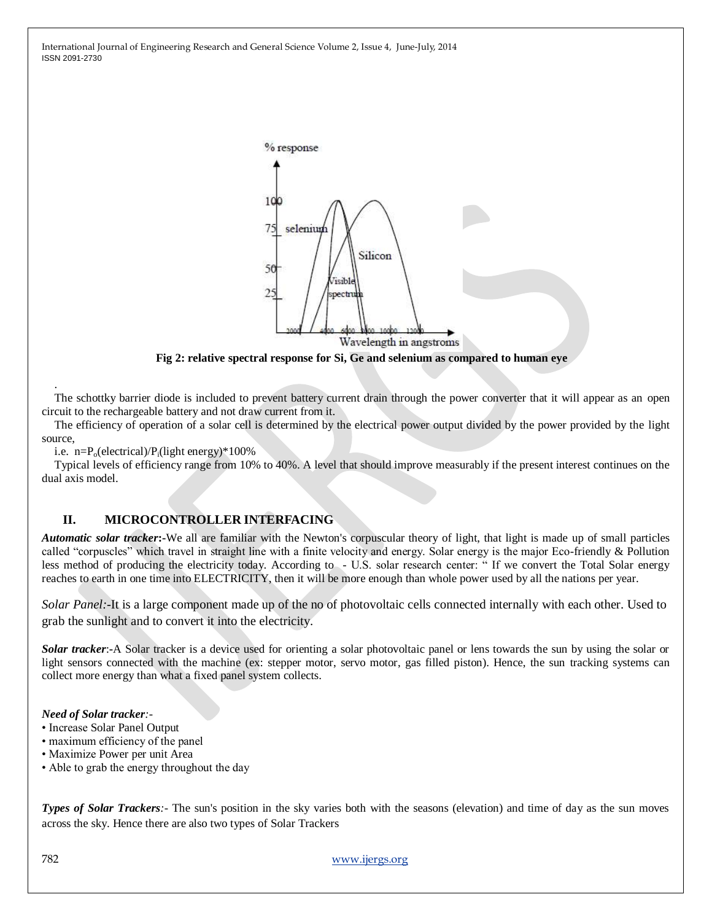Fig 2: relative spectral response for Si, Ge and selenium as compared to human eye

.

The schottky barrier diode is included to prevent battery current drain through the power converter that it will appear as an open circuit to the rechargeable battery and not draw current from it.

The efficiency of operation of a solar cell is determined by the electrical power output divided by the power provided by the light source,

i.e. $n = P_o(\text{electrical})/P_i(\text{light energy}) * 100\%$

Typical levels of efficiency range from 10% to 40%. A level that should improve measurably if the present interest continues on the dual axis model.

## II. MICROCONTROLLER INTERFACING

***Automatic solar tracker*:-**We all are familiar with the Newton's corpuscular theory of light, that light is made up of small particles called "corpuscles" which travel in straight line with a finite velocity and energy. Solar energy is the major Eco-friendly & Pollution less method of producing the electricity today. According to - U.S. solar research center: " If we convert the Total Solar energy reaches to earth in one time into ELECTRICITY, then it will be more enough than whole power used by all the nations per year.

*Solar Panel:-*It is a large component made up of the no of photovoltaic cells connected internally with each other. Used to grab the sunlight and to convert it into the electricity.

***Solar tracker***:-A Solar tracker is a device used for orienting a solar photovoltaic panel or lens towards the sun by using the solar or light sensors connected with the machine (ex: stepper motor, servo motor, gas filled piston). Hence, the sun tracking systems can collect more energy than what a fixed panel system collects.

***Need of Solar tracker***:-

- Increase Solar Panel Output
- maximum efficiency of the panel
- Maximize Power per unit Area
- Able to grab the energy throughout the day

***Types of Solar Trackers***:- The sun's position in the sky varies both with the seasons (elevation) and time of day as the sun moves across the sky. Hence there are also two types of Solar Trackers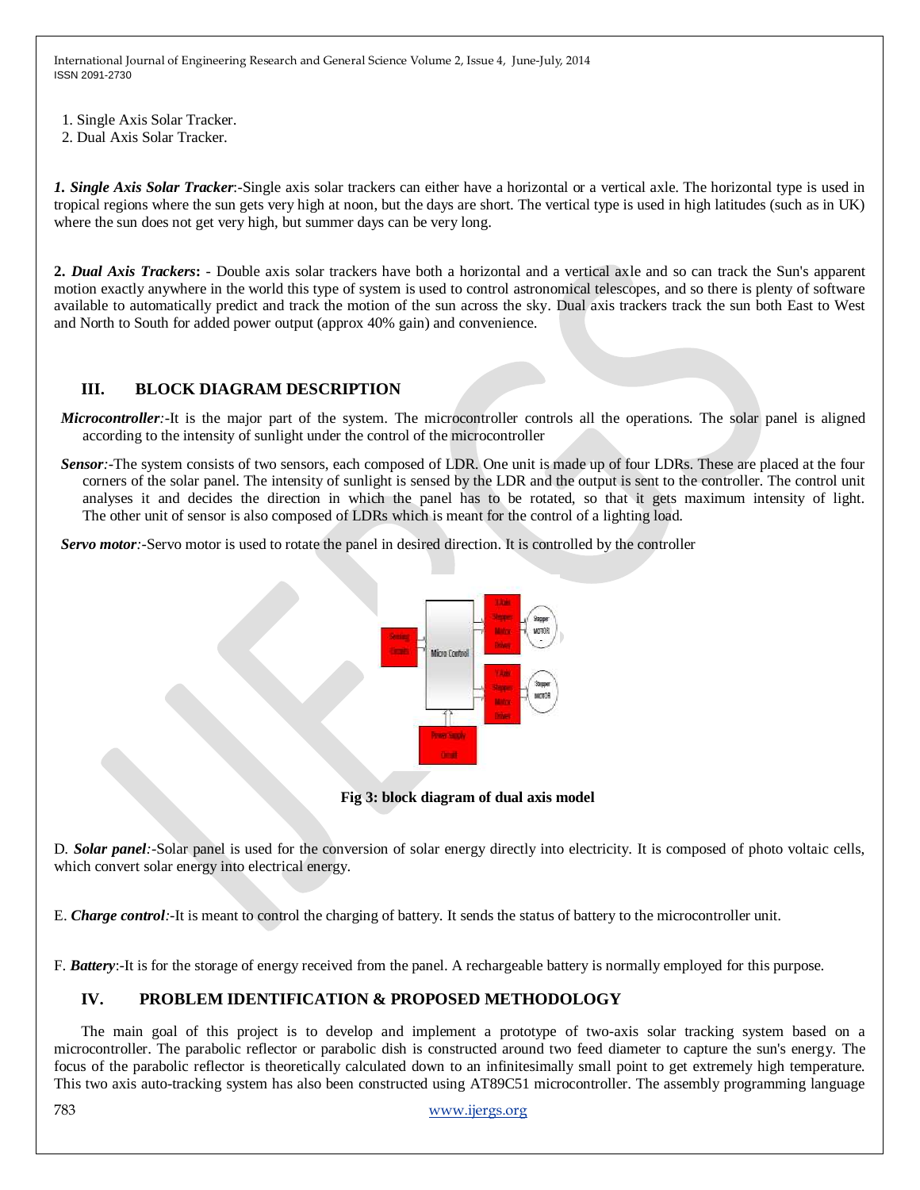1. Single Axis Solar Tracker.
2. Dual Axis Solar Tracker.

***1. Single Axis Solar Tracker***:-Single axis solar trackers can either have a horizontal or a vertical axle. The horizontal type is used in tropical regions where the sun gets very high at noon, but the days are short. The vertical type is used in high latitudes (such as in UK) where the sun does not get very high, but summer days can be very long.

**2. *Dual Axis Trackers*:** - Double axis solar trackers have both a horizontal and a vertical axle and so can track the Sun's apparent motion exactly anywhere in the world this type of system is used to control astronomical telescopes, and so there is plenty of software available to automatically predict and track the motion of the sun across the sky. Dual axis trackers track the sun both East to West and North to South for added power output (approx 40% gain) and convenience.

## III. BLOCK DIAGRAM DESCRIPTION

***Microcontroller***:-It is the major part of the system. The microcontroller controls all the operations. The solar panel is aligned according to the intensity of sunlight under the control of the microcontroller

***Sensor***:-The system consists of two sensors, each composed of LDR. One unit is made up of four LDRs. These are placed at the four corners of the solar panel. The intensity of sunlight is sensed by the LDR and the output is sent to the controller. The control unit analyses it and decides the direction in which the panel has to be rotated, so that it gets maximum intensity of light. The other unit of sensor is also composed of LDRs which is meant for the control of a lighting load.

***Servo motor***:-Servo motor is used to rotate the panel in desired direction. It is controlled by the controller

**Fig 3: block diagram of dual axis model**

D. ***Solar panel***:-Solar panel is used for the conversion of solar energy directly into electricity. It is composed of photo voltaic cells, which convert solar energy into electrical energy.

E. ***Charge control***:-It is meant to control the charging of battery. It sends the status of battery to the microcontroller unit.

F. ***Battery***:-It is for the storage of energy received from the panel. A rechargeable battery is normally employed for this purpose.

## IV. PROBLEM IDENTIFICATION & PROPOSED METHODOLOGY

The main goal of this project is to develop and implement a prototype of two-axis solar tracking system based on a microcontroller. The parabolic reflector or parabolic dish is constructed around two feed diameter to capture the sun's energy. The focus of the parabolic reflector is theoretically calculated down to an infinitesimally small point to get extremely high temperature. This two axis auto-tracking system has also been constructed using AT89C51 microcontroller. The assembly programming language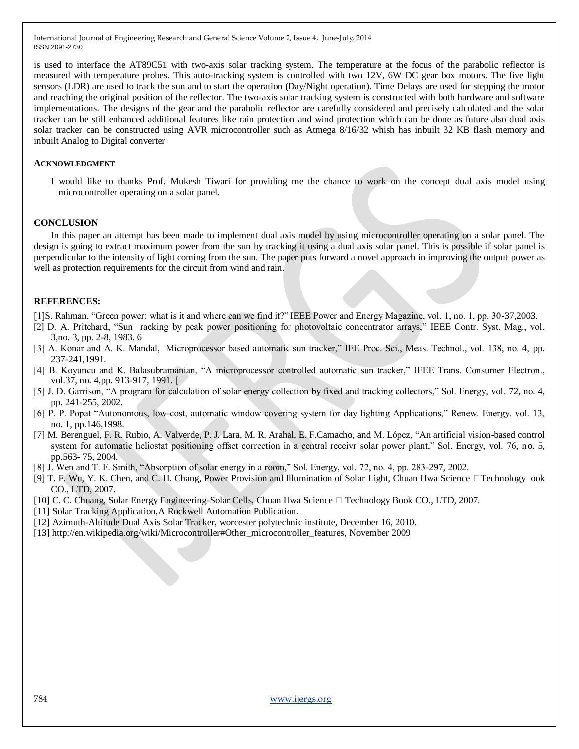is used to interface the AT89C51 with two-axis solar tracking system. The temperature at the focus of the parabolic reflector is measured with temperature probes. This auto-tracking system is controlled with two 12V, 6W DC gear box motors. The five light sensors (LDR) are used to track the sun and to start the operation (Day/Night operation). Time Delays are used for stepping the motor and reaching the original position of the reflector. The two-axis solar tracking system is constructed with both hardware and software implementations. The designs of the gear and the parabolic reflector are carefully considered and precisely calculated and the solar tracker can be still enhanced additional features like rain protection and wind protection which can be done as future also dual axis solar tracker can be constructed using AVR microcontroller such as Atmega 8/16/32 whish has inbuilt 32 KB flash memory and inbuilt Analog to Digital converter

## ACKNOWLEDGMENT

I would like to thanks Prof. Mukesh Tiwari for providing me the chance to work on the concept dual axis model using microcontroller operating on a solar panel.

## CONCLUSION

In this paper an attempt has been made to implement dual axis model by using microcontroller operating on a solar panel. The design is going to extract maximum power from the sun by tracking it using a dual axis solar panel. This is possible if solar panel is perpendicular to the intensity of light coming from the sun. The paper puts forward a novel approach in improving the output power as well as protection requirements for the circuit from wind and rain.

## REFERENCES:

[1]S. Rahman, “Green power: what is it and where can we find it?” IEEE Power and Energy Magazine, vol. 1, no. 1, pp. 30-37,2003.

[2] D. A. Pritchard, “Sun racking by peak power positioning for photovoltaic concentrator arrays,” IEEE Contr. Syst. Mag., vol. 3,no. 3, pp. 2-8, 1983. 6

[3] A. Konar and A. K. Mandal, Microprocessor based automatic sun tracker,” IEE Proc. Sci., Meas. Technol., vol. 138, no. 4, pp. 237-241,1991.

[4] B. Koyuncu and K. Balasubramanian, “A microprocessor controlled automatic sun tracker,” IEEE Trans. Consumer Electron., vol.37, no. 4,pp. 913-917, 1991. [

[5] J. D. Garrison, “A program for calculation of solar energy collection by fixed and tracking collectors,” Sol. Energy, vol. 72, no. 4, pp. 241-255, 2002.

[6] P. P. Popat “Autonomous, low-cost, automatic window covering system for day lighting Applications,” Renew. Energy. vol. 13, no. 1, pp.146,1998.

[7] M. Berenguel, F. R. Rubio, A. Valverde, P. J. Lara, M. R. Arahal, E. F.Camacho, and M. López, “An artificial vision-based control system for automatic heliostat positioning offset correction in a central receivr solar power plant,” Sol. Energy, vol. 76, no. 5, pp.563- 75, 2004.

[8] J. Wen and T. F. Smith, “Absorption of solar energy in a room,” Sol. Energy, vol. 72, no. 4, pp. 283-297, 2002.

[9] T. F. Wu, Y. K. Chen, and C. H. Chang, Power Provision and Illumination of Solar Light, Chuan Hwa Science □Technology ook CO., LTD, 2007.

[10] C. C. Chuang, Solar Energy Engineering-Solar Cells, Chuan Hwa Science □ Technology Book CO., LTD, 2007.

[11] Solar Tracking Application,A Rockwell Automation Publication.

[12] Azimuth-Altitude Dual Axis Solar Tracker, worcester polytechnic institute, December 16, 2010.

[13] http://en.wikipedia.org/wiki/Microcontroller#Other_microcontroller_features, November 2009